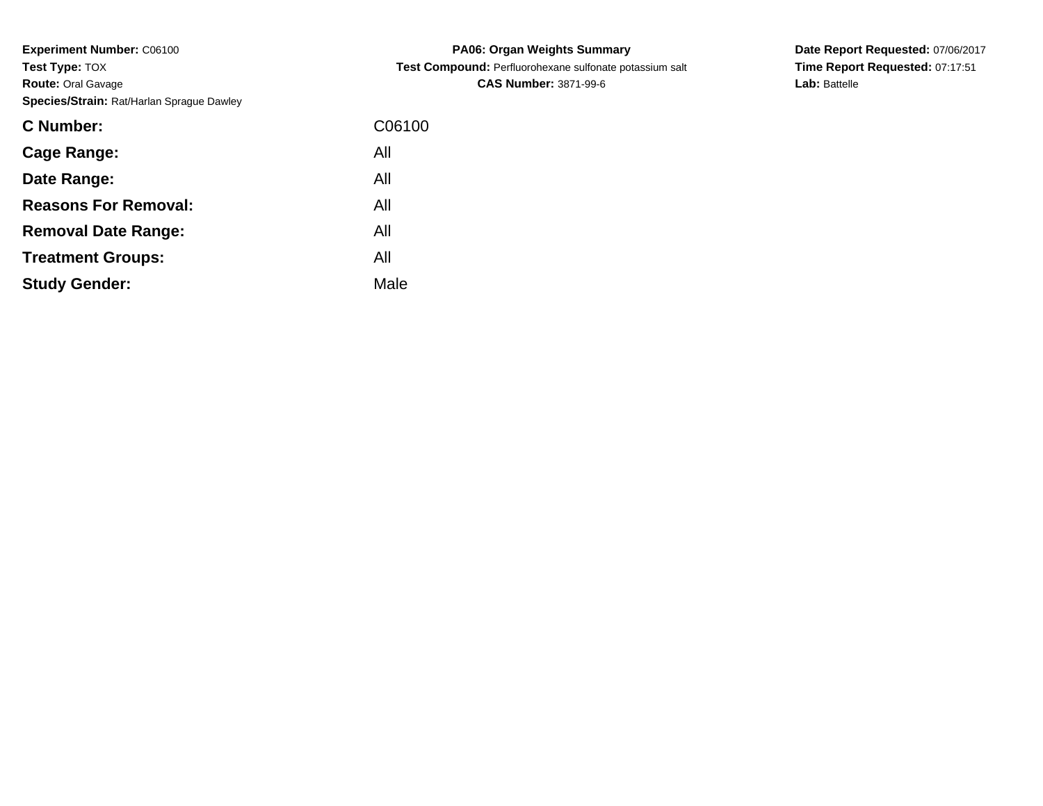**Experiment Number:** C06100
**Test Type:** TOX
**Route:** Oral Gavage
**Species/Strain:** Rat/Harlan Sprague Dawley

**PA06: Organ Weights Summary**
**Test Compound:** Perfluorohexane sulfonate potassium salt
**CAS Number:** 3871-99-6

**Date Report Requested:** 07/06/2017
**Time Report Requested:** 07:17:51
**Lab:** Battelle

| | |
|---|---|
| **C Number:** | C06100 |
| **Cage Range:** | All |
| **Date Range:** | All |
| **Reasons For Removal:** | All |
| **Removal Date Range:** | All |
| **Treatment Groups:** | All |
| **Study Gender:** | Male |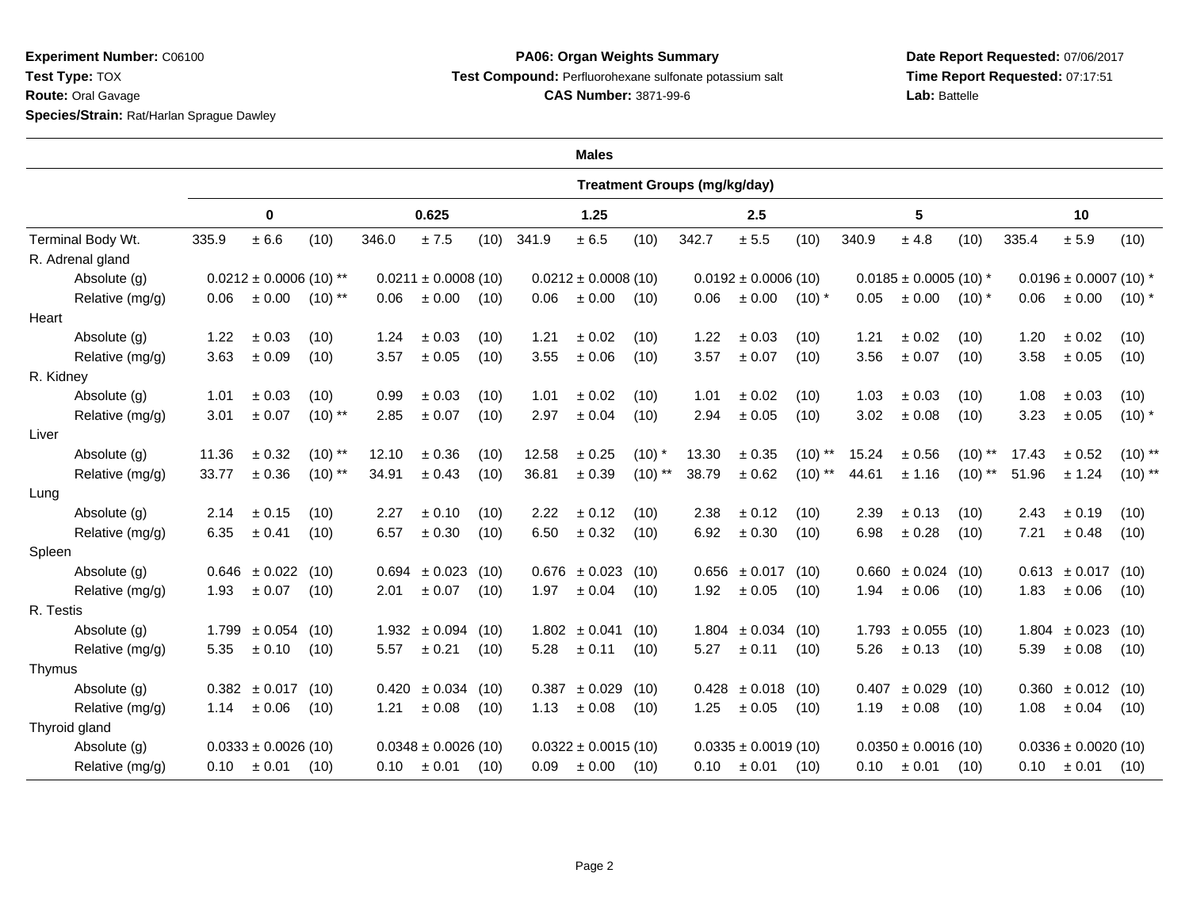**Experiment Number:** C06100
**Test Type:** TOX
**Route:** Oral Gavage
**Species/Strain:** Rat/Harlan Sprague Dawley

**PA06: Organ Weights Summary**
**Test Compound:** Perfluorohexane sulfonate potassium salt
**CAS Number:** 3871-99-6

**Date Report Requested:** 07/06/2017
**Time Report Requested:** 07:17:51
**Lab:** Battelle

**Males**

| | Treatment Groups (mg/kg/day) | | | | | |
|---|---|---|---|---|---|---|
| | 0 | 0.625 | 1.25 | 2.5 | 5 | 10 |
| Terminal Body Wt. | 335.9 ± 6.6 (10) | 346.0 ± 7.5 (10) | 341.9 ± 6.5 (10) | 342.7 ± 5.5 (10) | 340.9 ± 4.8 (10) | 335.4 ± 5.9 (10) |
| R. Adrenal gland | | | | | | |
| Absolute (g) | 0.0212 ± 0.0006 (10) ** | 0.0211 ± 0.0008 (10) | 0.0212 ± 0.0008 (10) | 0.0192 ± 0.0006 (10) | 0.0185 ± 0.0005 (10) * | 0.0196 ± 0.0007 (10) * |
| Relative (mg/g) | 0.06 ± 0.00 (10) ** | 0.06 ± 0.00 (10) | 0.06 ± 0.00 (10) | 0.06 ± 0.00 (10) * | 0.05 ± 0.00 (10) * | 0.06 ± 0.00 (10) * |
| Heart | | | | | | |
| Absolute (g) | 1.22 ± 0.03 (10) | 1.24 ± 0.03 (10) | 1.21 ± 0.02 (10) | 1.22 ± 0.03 (10) | 1.21 ± 0.02 (10) | 1.20 ± 0.02 (10) |
| Relative (mg/g) | 3.63 ± 0.09 (10) | 3.57 ± 0.05 (10) | 3.55 ± 0.06 (10) | 3.57 ± 0.07 (10) | 3.56 ± 0.07 (10) | 3.58 ± 0.05 (10) |
| R. Kidney | | | | | | |
| Absolute (g) | 1.01 ± 0.03 (10) | 0.99 ± 0.03 (10) | 1.01 ± 0.02 (10) | 1.01 ± 0.02 (10) | 1.03 ± 0.03 (10) | 1.08 ± 0.03 (10) |
| Relative (mg/g) | 3.01 ± 0.07 (10) ** | 2.85 ± 0.07 (10) | 2.97 ± 0.04 (10) | 2.94 ± 0.05 (10) | 3.02 ± 0.08 (10) | 3.23 ± 0.05 (10) * |
| Liver | | | | | | |
| Absolute (g) | 11.36 ± 0.32 (10) ** | 12.10 ± 0.36 (10) | 12.58 ± 0.25 (10) * | 13.30 ± 0.35 (10) ** | 15.24 ± 0.56 (10) ** | 17.43 ± 0.52 (10) ** |
| Relative (mg/g) | 33.77 ± 0.36 (10) ** | 34.91 ± 0.43 (10) | 36.81 ± 0.39 (10) ** | 38.79 ± 0.62 (10) ** | 44.61 ± 1.16 (10) ** | 51.96 ± 1.24 (10) ** |
| Lung | | | | | | |
| Absolute (g) | 2.14 ± 0.15 (10) | 2.27 ± 0.10 (10) | 2.22 ± 0.12 (10) | 2.38 ± 0.12 (10) | 2.39 ± 0.13 (10) | 2.43 ± 0.19 (10) |
| Relative (mg/g) | 6.35 ± 0.41 (10) | 6.57 ± 0.30 (10) | 6.50 ± 0.32 (10) | 6.92 ± 0.30 (10) | 6.98 ± 0.28 (10) | 7.21 ± 0.48 (10) |
| Spleen | | | | | | |
| Absolute (g) | 0.646 ± 0.022 (10) | 0.694 ± 0.023 (10) | 0.676 ± 0.023 (10) | 0.656 ± 0.017 (10) | 0.660 ± 0.024 (10) | 0.613 ± 0.017 (10) |
| Relative (mg/g) | 1.93 ± 0.07 (10) | 2.01 ± 0.07 (10) | 1.97 ± 0.04 (10) | 1.92 ± 0.05 (10) | 1.94 ± 0.06 (10) | 1.83 ± 0.06 (10) |
| R. Testis | | | | | | |
| Absolute (g) | 1.799 ± 0.054 (10) | 1.932 ± 0.094 (10) | 1.802 ± 0.041 (10) | 1.804 ± 0.034 (10) | 1.793 ± 0.055 (10) | 1.804 ± 0.023 (10) |
| Relative (mg/g) | 5.35 ± 0.10 (10) | 5.57 ± 0.21 (10) | 5.28 ± 0.11 (10) | 5.27 ± 0.11 (10) | 5.26 ± 0.13 (10) | 5.39 ± 0.08 (10) |
| Thymus | | | | | | |
| Absolute (g) | 0.382 ± 0.017 (10) | 0.420 ± 0.034 (10) | 0.387 ± 0.029 (10) | 0.428 ± 0.018 (10) | 0.407 ± 0.029 (10) | 0.360 ± 0.012 (10) |
| Relative (mg/g) | 1.14 ± 0.06 (10) | 1.21 ± 0.08 (10) | 1.13 ± 0.08 (10) | 1.25 ± 0.05 (10) | 1.19 ± 0.08 (10) | 1.08 ± 0.04 (10) |
| Thyroid gland | | | | | | |
| Absolute (g) | 0.0333 ± 0.0026 (10) | 0.0348 ± 0.0026 (10) | 0.0322 ± 0.0015 (10) | 0.0335 ± 0.0019 (10) | 0.0350 ± 0.0016 (10) | 0.0336 ± 0.0020 (10) |
| Relative (mg/g) | 0.10 ± 0.01 (10) | 0.10 ± 0.01 (10) | 0.09 ± 0.00 (10) | 0.10 ± 0.01 (10) | 0.10 ± 0.01 (10) | 0.10 ± 0.01 (10) |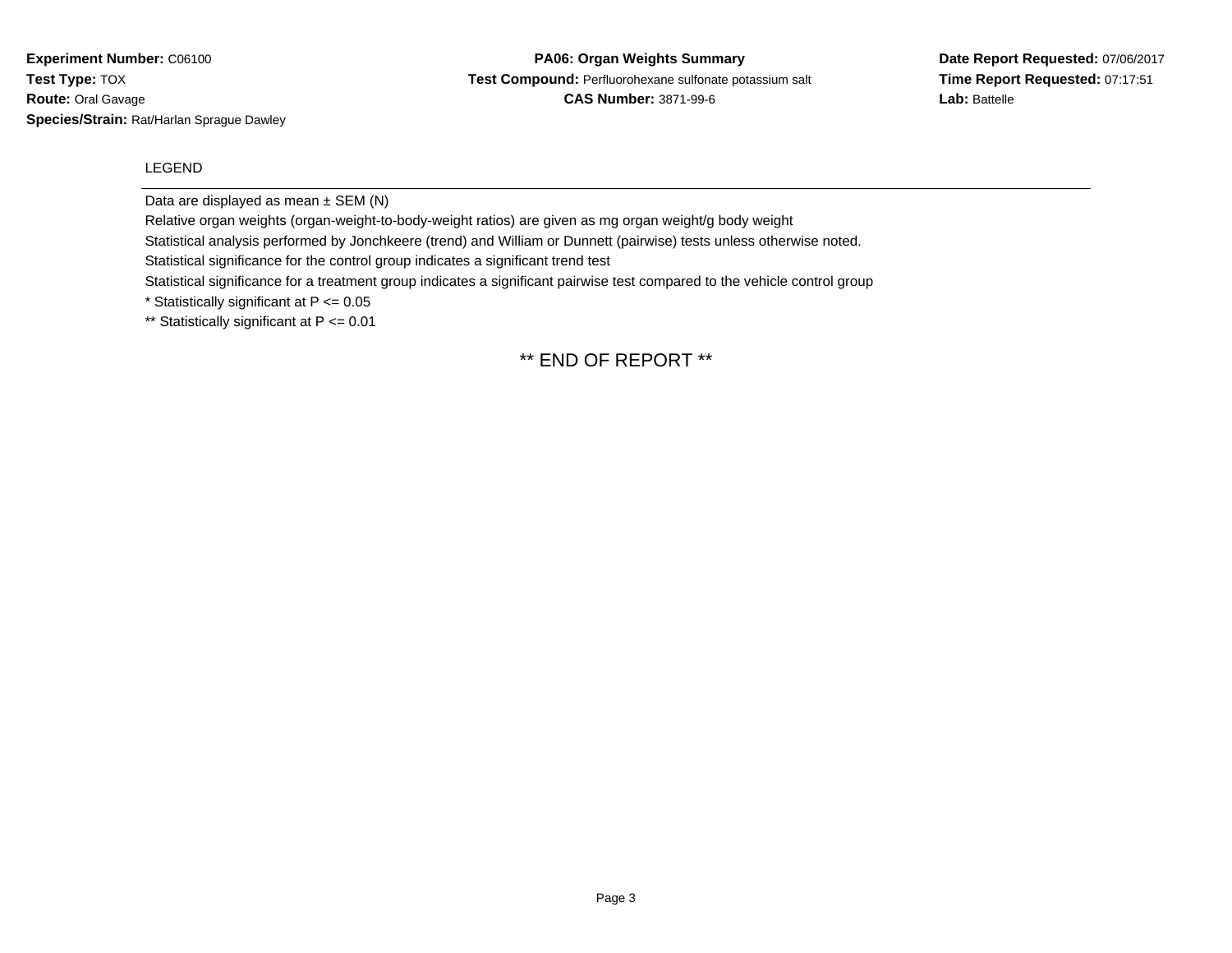**Experiment Number:** C06100
**Test Type:** TOX
**Route:** Oral Gavage
**Species/Strain:** Rat/Harlan Sprague Dawley

**PA06: Organ Weights Summary**
**Test Compound:** Perfluorohexane sulfonate potassium salt
**CAS Number:** 3871-99-6

**Date Report Requested:** 07/06/2017
**Time Report Requested:** 07:17:51
**Lab:** Battelle

LEGEND

Data are displayed as mean ± SEM (N)

Relative organ weights (organ-weight-to-body-weight ratios) are given as mg organ weight/g body weight

Statistical analysis performed by Jonchkeere (trend) and William or Dunnett (pairwise) tests unless otherwise noted.

Statistical significance for the control group indicates a significant trend test

Statistical significance for a treatment group indicates a significant pairwise test compared to the vehicle control group

* Statistically significant at P <= 0.05

** Statistically significant at P <= 0.01

** END OF REPORT **